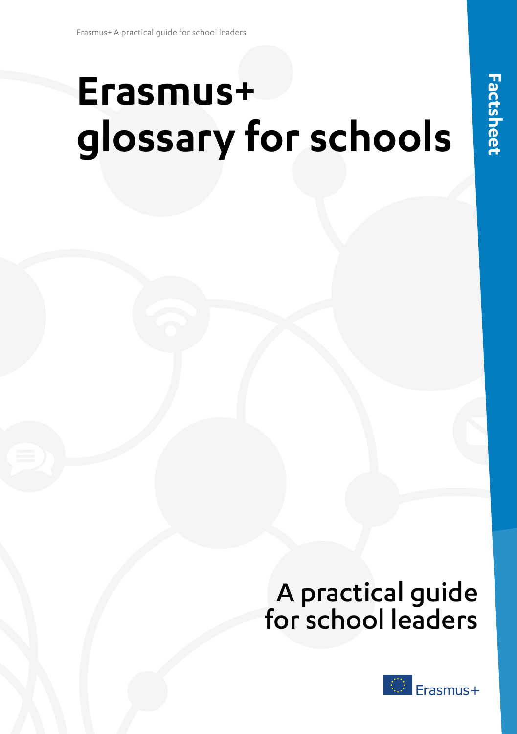# Erasmus+ glossary for schools

Factsheet

## A practical guide for school leaders

Erasmus+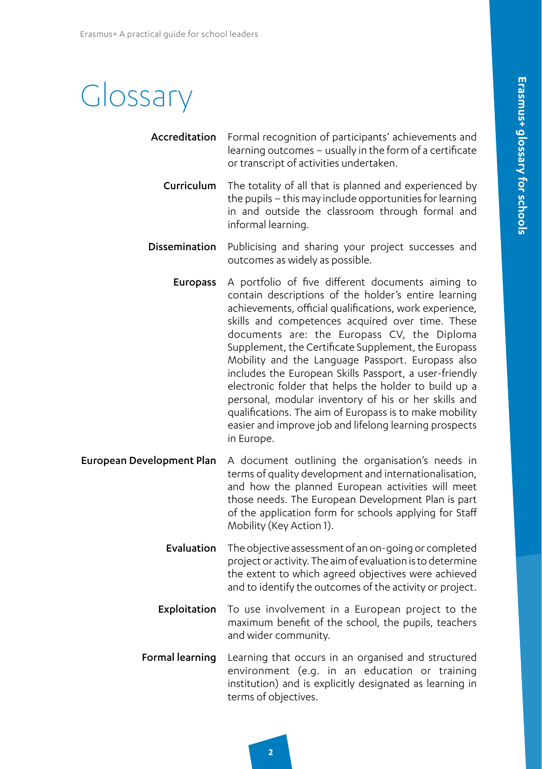# Glossary

**Accreditation** Formal recognition of participants' achievements and learning outcomes – usually in the form of a certificate or transcript of activities undertaken.

**Curriculum** The totality of all that is planned and experienced by the pupils – this may include opportunities for learning in and outside the classroom through formal and informal learning.

**Dissemination** Publicising and sharing your project successes and outcomes as widely as possible.

**Europass** A portfolio of five different documents aiming to contain descriptions of the holder's entire learning achievements, official qualifications, work experience, skills and competences acquired over time. These documents are: the Europass CV, the Diploma Supplement, the Certificate Supplement, the Europass Mobility and the Language Passport. Europass also includes the European Skills Passport, a user-friendly electronic folder that helps the holder to build up a personal, modular inventory of his or her skills and qualifications. The aim of Europass is to make mobility easier and improve job and lifelong learning prospects in Europe.

**European Development Plan** A document outlining the organisation's needs in terms of quality development and internationalisation, and how the planned European activities will meet those needs. The European Development Plan is part of the application form for schools applying for Staff Mobility (Key Action 1).

**Evaluation** The objective assessment of an on-going or completed project or activity. The aim of evaluation is to determine the extent to which agreed objectives were achieved and to identify the outcomes of the activity or project.

**Exploitation** To use involvement in a European project to the maximum benefit of the school, the pupils, teachers and wider community.

**Formal learning** Learning that occurs in an organised and structured environment (e.g. in an education or training institution) and is explicitly designated as learning in terms of objectives.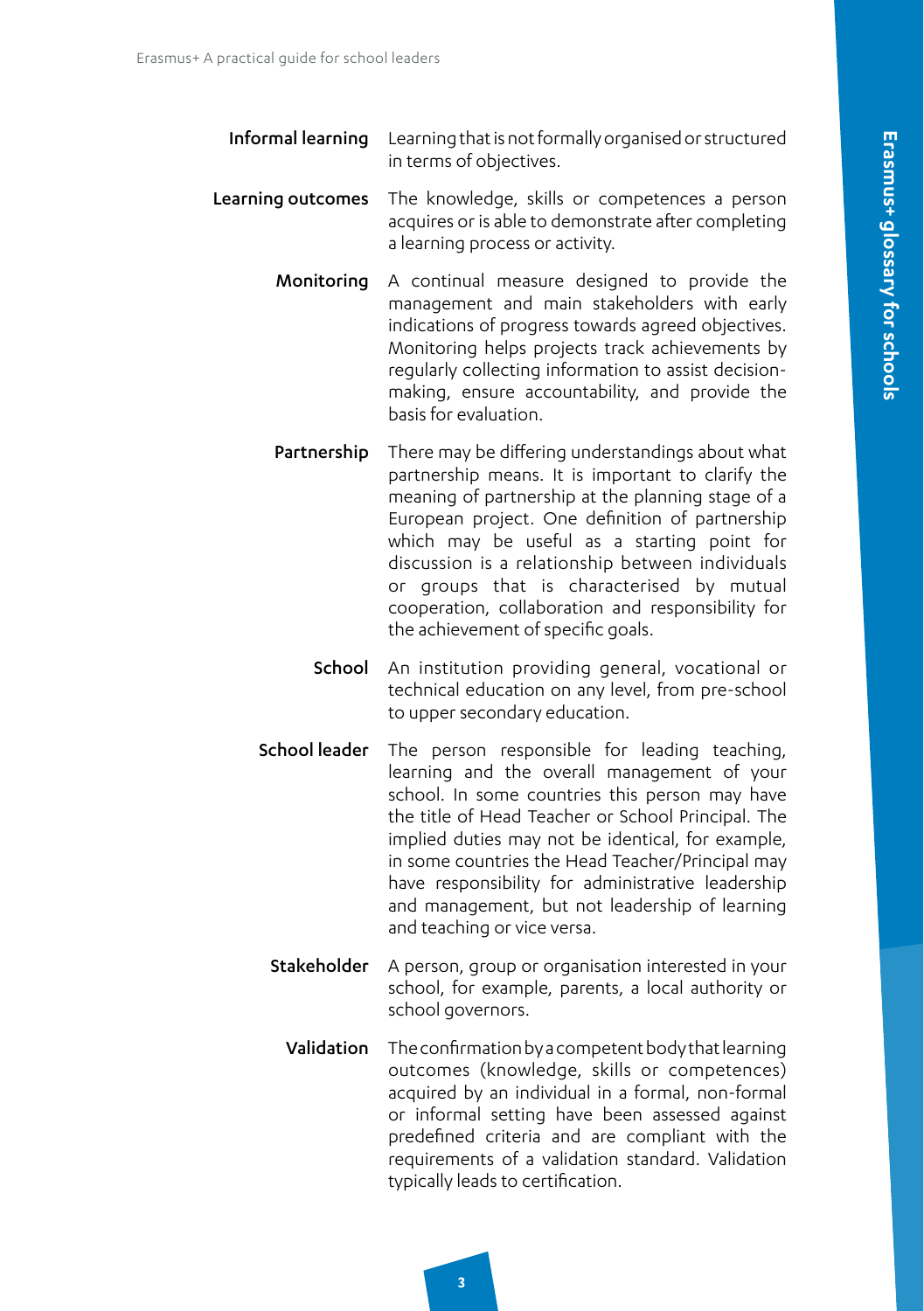**Informal learning** Learning that is not formally organised or structured in terms of objectives.

**Learning outcomes** The knowledge, skills or competences a person acquires or is able to demonstrate after completing a learning process or activity.

**Monitoring** A continual measure designed to provide the management and main stakeholders with early indications of progress towards agreed objectives. Monitoring helps projects track achievements by regularly collecting information to assist decision-making, ensure accountability, and provide the basis for evaluation.

**Partnership** There may be differing understandings about what partnership means. It is important to clarify the meaning of partnership at the planning stage of a European project. One definition of partnership which may be useful as a starting point for discussion is a relationship between individuals or groups that is characterised by mutual cooperation, collaboration and responsibility for the achievement of specific goals.

**School** An institution providing general, vocational or technical education on any level, from pre-school to upper secondary education.

**School leader** The person responsible for leading teaching, learning and the overall management of your school. In some countries this person may have the title of Head Teacher or School Principal. The implied duties may not be identical, for example, in some countries the Head Teacher/Principal may have responsibility for administrative leadership and management, but not leadership of learning and teaching or vice versa.

**Stakeholder** A person, group or organisation interested in your school, for example, parents, a local authority or school governors.

**Validation** The confirmation by a competent body that learning outcomes (knowledge, skills or competences) acquired by an individual in a formal, non-formal or informal setting have been assessed against predefined criteria and are compliant with the requirements of a validation standard. Validation typically leads to certification.